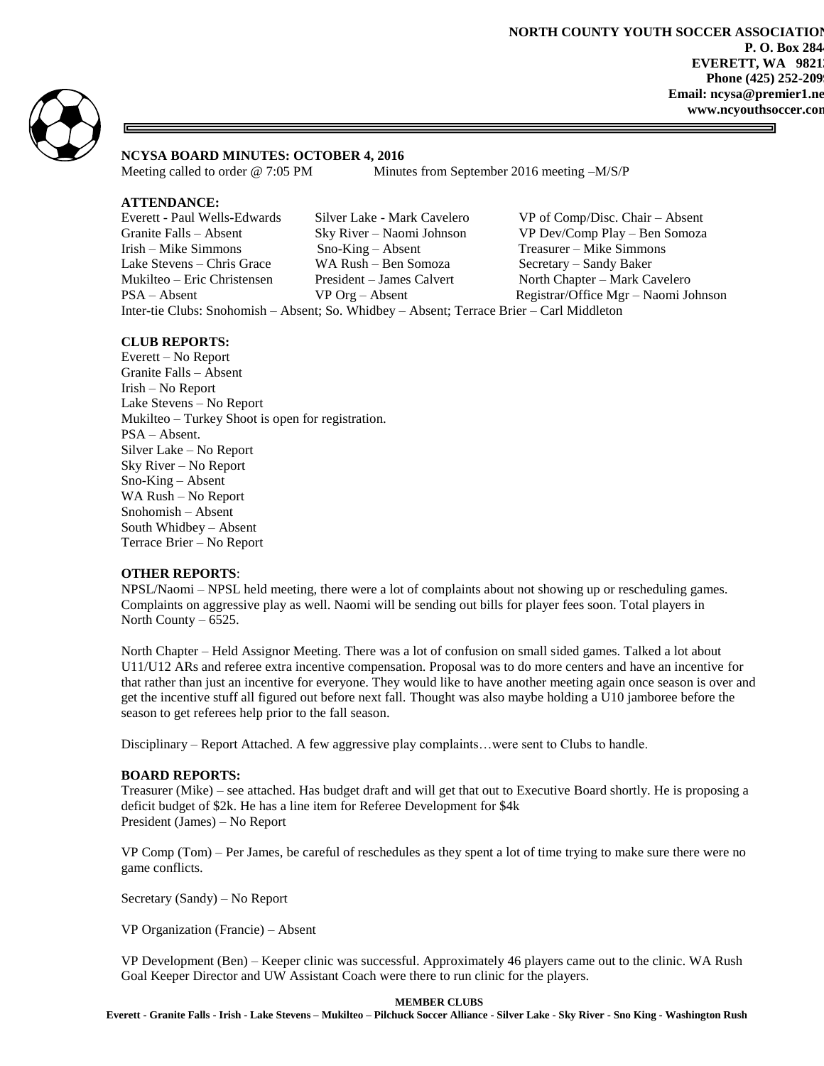**NORTH COUNTY YOUTH SOCCER ASSOCIATION**
**P. O. Box 2844**
**EVERETT, WA 98213**
**Phone (425) 252-2099**
**Email: ncysa@premier1.net**
**www.ncyouthsoccer.com**

## NCYSA BOARD MINUTES: OCTOBER 4, 2016

Meeting called to order @ 7:05 PM    Minutes from September 2016 meeting –M/S/P

### ATTENDANCE:

| | | |
|---|---|---|
| Everett - Paul Wells-Edwards | Silver Lake - Mark Cavelero | VP of Comp/Disc. Chair – Absent |
| Granite Falls – Absent | Sky River – Naomi Johnson | VP Dev/Comp Play – Ben Somoza |
| Irish – Mike Simmons | Sno-King – Absent | Treasurer – Mike Simmons |
| Lake Stevens – Chris Grace | WA Rush – Ben Somoza | Secretary – Sandy Baker |
| Mukilteo – Eric Christensen | President – James Calvert | North Chapter – Mark Cavelero |
| PSA – Absent | VP Org – Absent | Registrar/Office Mgr – Naomi Johnson |

Inter-tie Clubs: Snohomish – Absent; So. Whidbey – Absent; Terrace Brier – Carl Middleton

### CLUB REPORTS:

Everett – No Report
Granite Falls – Absent
Irish – No Report
Lake Stevens – No Report
Mukilteo – Turkey Shoot is open for registration.
PSA – Absent.
Silver Lake – No Report
Sky River – No Report
Sno-King – Absent
WA Rush – No Report
Snohomish – Absent
South Whidbey – Absent
Terrace Brier – No Report

### OTHER REPORTS:

NPSL/Naomi – NPSL held meeting, there were a lot of complaints about not showing up or rescheduling games. Complaints on aggressive play as well. Naomi will be sending out bills for player fees soon. Total players in North County – 6525.

North Chapter – Held Assignor Meeting. There was a lot of confusion on small sided games. Talked a lot about U11/U12 ARs and referee extra incentive compensation. Proposal was to do more centers and have an incentive for that rather than just an incentive for everyone. They would like to have another meeting again once season is over and get the incentive stuff all figured out before next fall. Thought was also maybe holding a U10 jamboree before the season to get referees help prior to the fall season.

Disciplinary – Report Attached. A few aggressive play complaints…were sent to Clubs to handle.

### BOARD REPORTS:

Treasurer (Mike) – see attached. Has budget draft and will get that out to Executive Board shortly. He is proposing a deficit budget of $2k. He has a line item for Referee Development for $4k
President (James) – No Report

VP Comp (Tom) – Per James, be careful of reschedules as they spent a lot of time trying to make sure there were no game conflicts.

Secretary (Sandy) – No Report

VP Organization (Francie) – Absent

VP Development (Ben) – Keeper clinic was successful. Approximately 46 players came out to the clinic. WA Rush Goal Keeper Director and UW Assistant Coach were there to run clinic for the players.

**MEMBER CLUBS**
**Everett - Granite Falls - Irish - Lake Stevens – Mukilteo – Pilchuck Soccer Alliance - Silver Lake - Sky River - Sno King - Washington Rush**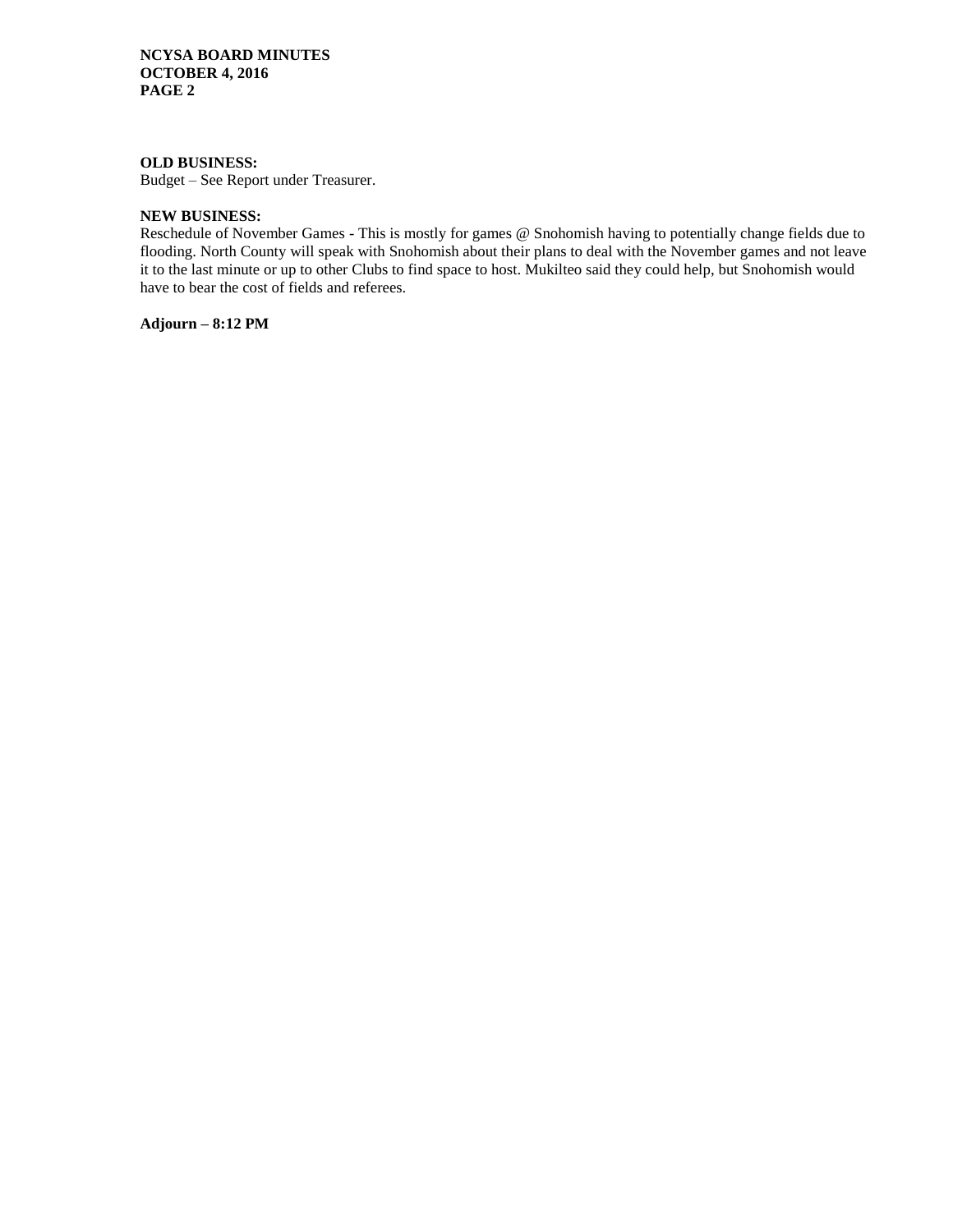**OLD BUSINESS:**
Budget – See Report under Treasurer.

**NEW BUSINESS:**
Reschedule of November Games - This is mostly for games @ Snohomish having to potentially change fields due to flooding. North County will speak with Snohomish about their plans to deal with the November games and not leave it to the last minute or up to other Clubs to find space to host. Mukilteo said they could help, but Snohomish would have to bear the cost of fields and referees.

**Adjourn – 8:12 PM**